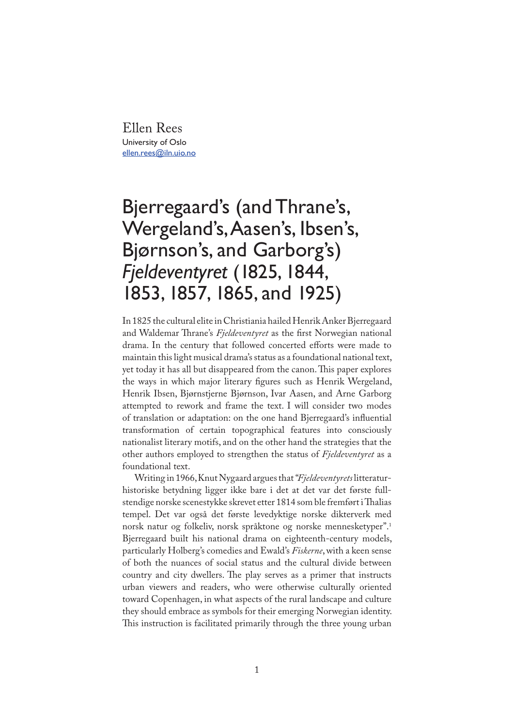Ellen Rees
University of Oslo
ellen.rees@iln.uio.no

# Bjerregaard's (and Thrane's, Wergeland's, Aasen's, Ibsen's, Bjørnson's, and Garborg's) *Fjeldeventyret* (1825, 1844, 1853, 1857, 1865, and 1925)

In 1825 the cultural elite in Christiania hailed Henrik Anker Bjerregaard and Waldemar Thrane's *Fjeldeventyret* as the first Norwegian national drama. In the century that followed concerted efforts were made to maintain this light musical drama's status as a foundational national text, yet today it has all but disappeared from the canon. This paper explores the ways in which major literary figures such as Henrik Wergeland, Henrik Ibsen, Bjørnstjerne Bjørnson, Ivar Aasen, and Arne Garborg attempted to rework and frame the text. I will consider two modes of translation or adaptation: on the one hand Bjerregaard's influential transformation of certain topographical features into consciously nationalist literary motifs, and on the other hand the strategies that the other authors employed to strengthen the status of *Fjeldeventyret* as a foundational text.

Writing in 1966, Knut Nygaard argues that "*Fjeldeventyrets* litteraturhistoriske betydning ligger ikke bare i det at det var det første fullstendige norske scenestykke skrevet etter 1814 som ble fremført i Thalias tempel. Det var også det første levedyktige norske dikterverk med norsk natur og folkeliv, norsk språktone og norske mennesketyper".[1] Bjerregaard built his national drama on eighteenth-century models, particularly Holberg's comedies and Ewald's *Fiskerne*, with a keen sense of both the nuances of social status and the cultural divide between country and city dwellers. The play serves as a primer that instructs urban viewers and readers, who were otherwise culturally oriented toward Copenhagen, in what aspects of the rural landscape and culture they should embrace as symbols for their emerging Norwegian identity. This instruction is facilitated primarily through the three young urban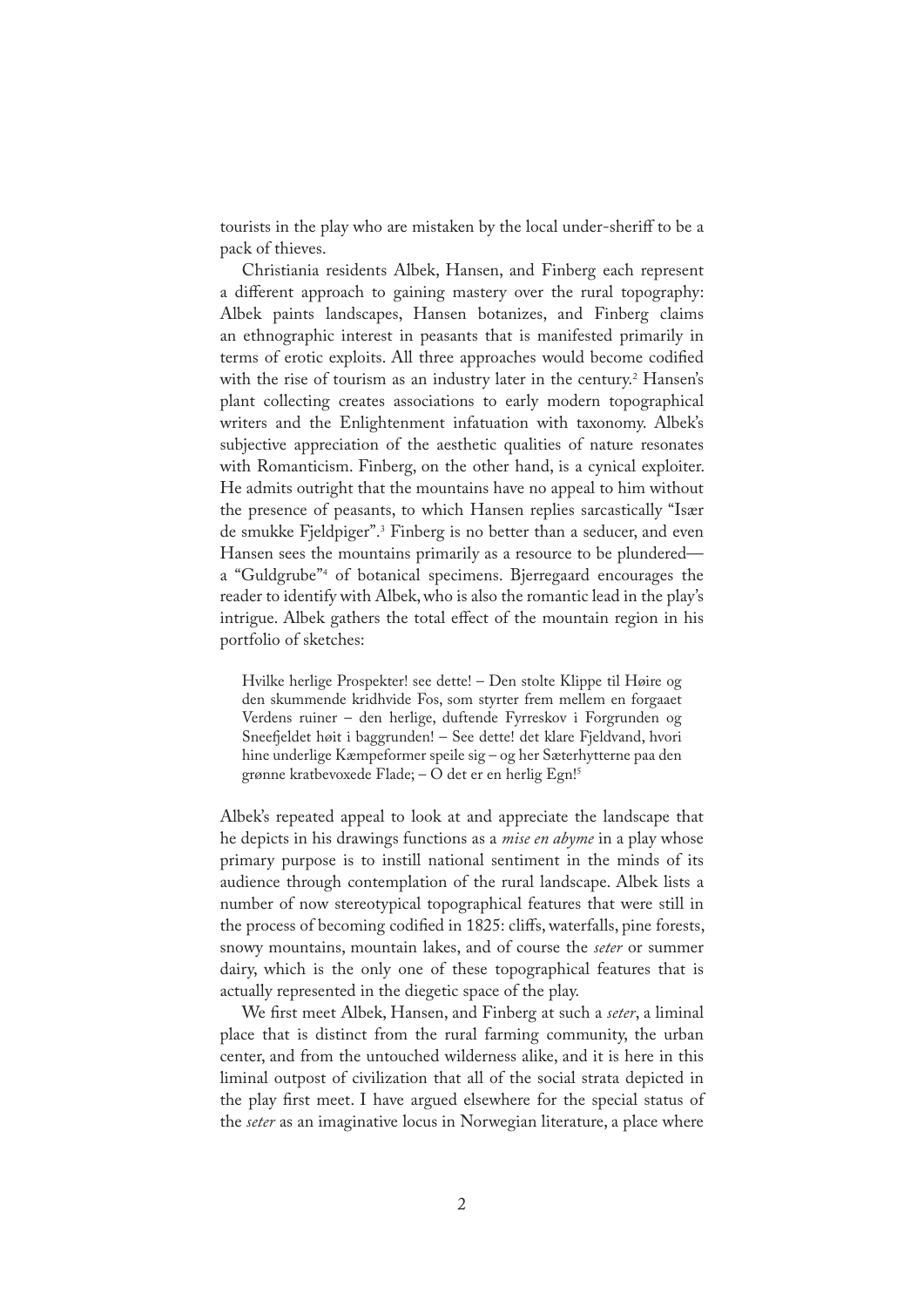tourists in the play who are mistaken by the local under-sheriff to be a pack of thieves.

Christiania residents Albek, Hansen, and Finberg each represent a different approach to gaining mastery over the rural topography: Albek paints landscapes, Hansen botanizes, and Finberg claims an ethnographic interest in peasants that is manifested primarily in terms of erotic exploits. All three approaches would become codified with the rise of tourism as an industry later in the century.[2] Hansen's plant collecting creates associations to early modern topographical writers and the Enlightenment infatuation with taxonomy. Albek's subjective appreciation of the aesthetic qualities of nature resonates with Romanticism. Finberg, on the other hand, is a cynical exploiter. He admits outright that the mountains have no appeal to him without the presence of peasants, to which Hansen replies sarcastically "Især de smukke Fjeldpiger".[3] Finberg is no better than a seducer, and even Hansen sees the mountains primarily as a resource to be plundered—a "Guldgrube"[4] of botanical specimens. Bjerregaard encourages the reader to identify with Albek, who is also the romantic lead in the play's intrigue. Albek gathers the total effect of the mountain region in his portfolio of sketches:

> Hvilke herlige Prospekter! see dette! – Den stolte Klippe til Høire og den skummende kridhvide Fos, som styrter frem mellem en forgaaet Verdens ruiner – den herlige, duftende Fyrreskov i Forgrunden og Sneefjeldet høit i baggrunden! – See dette! det klare Fjeldvand, hvori hine underlige Kæmpeformer speile sig – og her Sæterhytterne paa den grønne kratbevoxede Flade; – O det er en herlig Egn![5]

Albek's repeated appeal to look at and appreciate the landscape that he depicts in his drawings functions as a *mise en abyme* in a play whose primary purpose is to instill national sentiment in the minds of its audience through contemplation of the rural landscape. Albek lists a number of now stereotypical topographical features that were still in the process of becoming codified in 1825: cliffs, waterfalls, pine forests, snowy mountains, mountain lakes, and of course the *seter* or summer dairy, which is the only one of these topographical features that is actually represented in the diegetic space of the play.

We first meet Albek, Hansen, and Finberg at such a *seter*, a liminal place that is distinct from the rural farming community, the urban center, and from the untouched wilderness alike, and it is here in this liminal outpost of civilization that all of the social strata depicted in the play first meet. I have argued elsewhere for the special status of the *seter* as an imaginative locus in Norwegian literature, a place where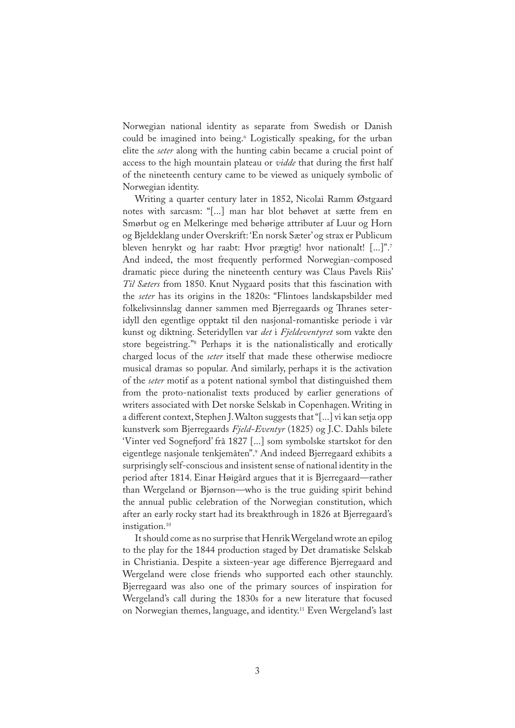Norwegian national identity as separate from Swedish or Danish could be imagined into being.[6] Logistically speaking, for the urban elite the *seter* along with the hunting cabin became a crucial point of access to the high mountain plateau or *vidde* that during the first half of the nineteenth century came to be viewed as uniquely symbolic of Norwegian identity.

Writing a quarter century later in 1852, Nicolai Ramm Østgaard notes with sarcasm: "[...] man har blot behøvet at sætte frem en Smørbut og en Melkeringe med behørige attributer af Luur og Horn og Bjeldeklang under Overskrift: 'En norsk Sæter' og strax er Publicum bleven henrykt og har raabt: Hvor prægtig! hvor nationalt! [...]".[7] And indeed, the most frequently performed Norwegian-composed dramatic piece during the nineteenth century was Claus Pavels Riis' *Til Sæters* from 1850. Knut Nygaard posits that this fascination with the *seter* has its origins in the 1820s: "Flintoes landskapsbilder med folkelivsinnslag danner sammen med Bjerregaards og Thranes seteridyll den egentlige opptakt til den nasjonal-romantiske periode i vår kunst og diktning. Seteridyllen var *det* i *Fjeldeventyret* som vakte den store begeistring."[8] Perhaps it is the nationalistically and erotically charged locus of the *seter* itself that made these otherwise mediocre musical dramas so popular. And similarly, perhaps it is the activation of the *seter* motif as a potent national symbol that distinguished them from the proto-nationalist texts produced by earlier generations of writers associated with Det norske Selskab in Copenhagen. Writing in a different context, Stephen J. Walton suggests that "[...] vi kan setja opp kunstverk som Bjerregaards *Fjeld-Eventyr* (1825) og J.C. Dahls bilete 'Vinter ved Sognefjord' frå 1827 [...] som symbolske startskot for den eigentlege nasjonale tenkjemåten".[9] And indeed Bjerregaard exhibits a surprisingly self-conscious and insistent sense of national identity in the period after 1814. Einar Høigård argues that it is Bjerregaard—rather than Wergeland or Bjørnson—who is the true guiding spirit behind the annual public celebration of the Norwegian constitution, which after an early rocky start had its breakthrough in 1826 at Bjerregaard's instigation.[10]

It should come as no surprise that Henrik Wergeland wrote an epilog to the play for the 1844 production staged by Det dramatiske Selskab in Christiania. Despite a sixteen-year age difference Bjerregaard and Wergeland were close friends who supported each other staunchly. Bjerregaard was also one of the primary sources of inspiration for Wergeland's call during the 1830s for a new literature that focused on Norwegian themes, language, and identity.[11] Even Wergeland's last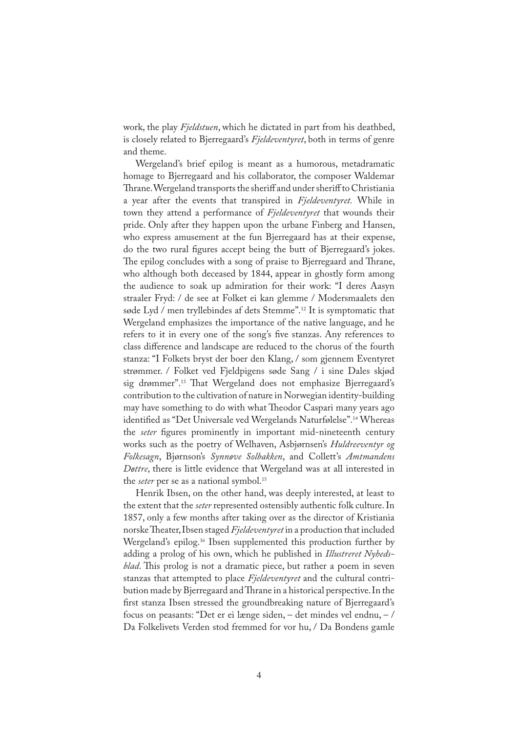work, the play *Fjeldstuen*, which he dictated in part from his deathbed, is closely related to Bjerregaard's *Fjeldeventyret*, both in terms of genre and theme.

Wergeland's brief epilog is meant as a humorous, metadramatic homage to Bjerregaard and his collaborator, the composer Waldemar Thrane. Wergeland transports the sheriff and under sheriff to Christiania a year after the events that transpired in *Fjeldeventyret.* While in town they attend a performance of *Fjeldeventyret* that wounds their pride. Only after they happen upon the urbane Finberg and Hansen, who express amusement at the fun Bjerregaard has at their expense, do the two rural figures accept being the butt of Bjerregaard's jokes. The epilog concludes with a song of praise to Bjerregaard and Thrane, who although both deceased by 1844, appear in ghostly form among the audience to soak up admiration for their work: "I deres Aasyn straaler Fryd: / de see at Folket ei kan glemme / Modersmaalets den søde Lyd / men tryllebindes af dets Stemme".[12] It is symptomatic that Wergeland emphasizes the importance of the native language, and he refers to it in every one of the song's five stanzas. Any references to class difference and landscape are reduced to the chorus of the fourth stanza: "I Folkets bryst der boer den Klang, / som gjennem Eventyret strømmer. / Folket ved Fjeldpigens søde Sang / i sine Dales skjød sig drømmer".[13] That Wergeland does not emphasize Bjerregaard's contribution to the cultivation of nature in Norwegian identity-building may have something to do with what Theodor Caspari many years ago identified as "Det Universale ved Wergelands Naturfølelse".[14] Whereas the *seter* figures prominently in important mid-nineteenth century works such as the poetry of Welhaven, Asbjørnsen's *Huldreeventyr og Folkesagn*, Bjørnson's *Synnøve Solbakken*, and Collett's *Amtmandens Døttre*, there is little evidence that Wergeland was at all interested in the *seter* per se as a national symbol.[15]

Henrik Ibsen, on the other hand, was deeply interested, at least to the extent that the *seter* represented ostensibly authentic folk culture. In 1857, only a few months after taking over as the director of Kristiania norske Theater, Ibsen staged *Fjeldeventyret* in a production that included Wergeland's epilog.[16] Ibsen supplemented this production further by adding a prolog of his own, which he published in *Illustreret Nyhedsblad*. This prolog is not a dramatic piece, but rather a poem in seven stanzas that attempted to place *Fjeldeventyret* and the cultural contribution made by Bjerregaard and Thrane in a historical perspective. In the first stanza Ibsen stressed the groundbreaking nature of Bjerregaard's focus on peasants: "Det er ei længe siden, – det mindes vel endnu, – / Da Folkelivets Verden stod fremmed for vor hu, / Da Bondens gamle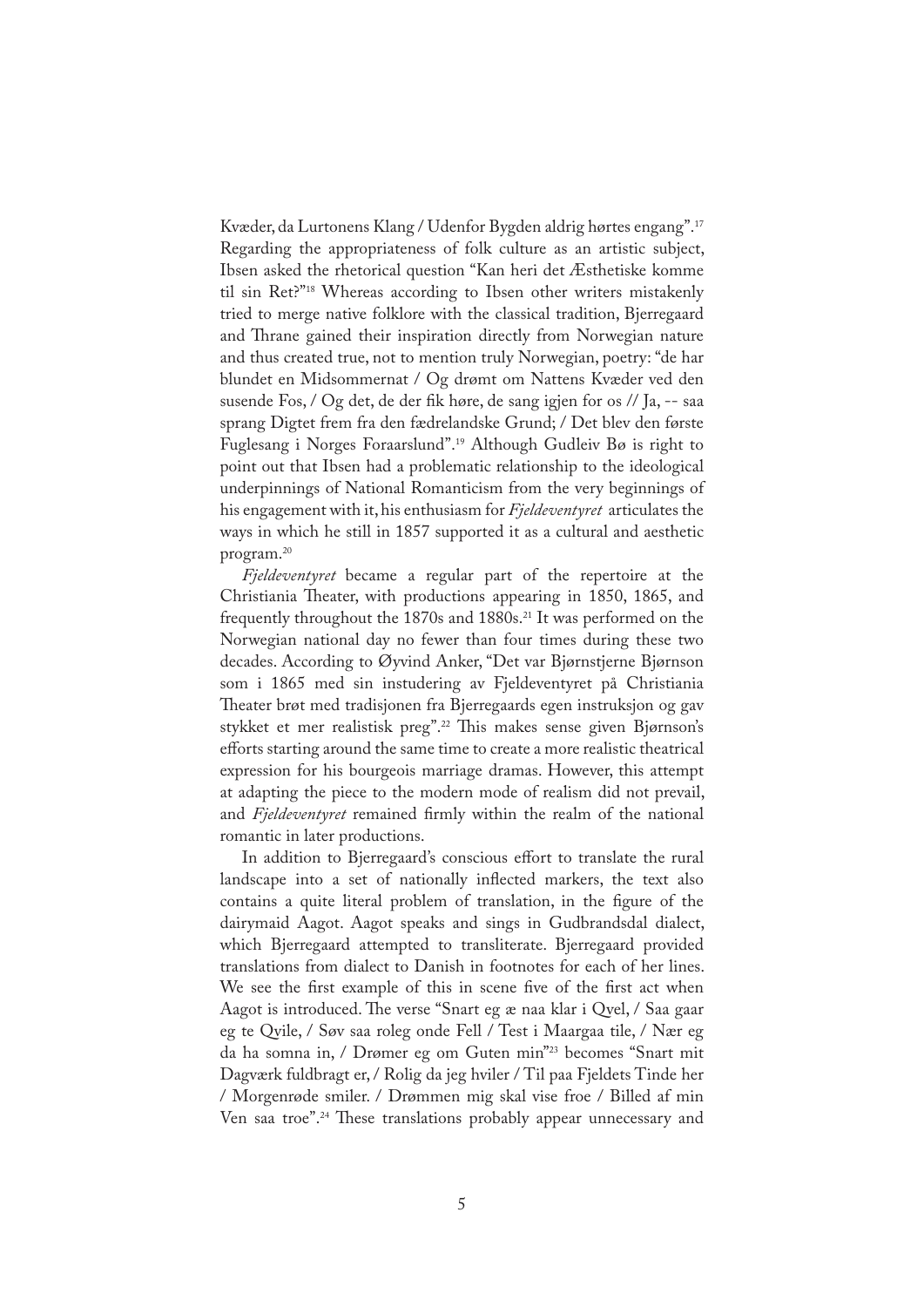Kvæder, da Lurtonens Klang / Udenfor Bygden aldrig hørtes engang".[17] Regarding the appropriateness of folk culture as an artistic subject, Ibsen asked the rhetorical question "Kan heri det Æsthetiske komme til sin Ret?"[18] Whereas according to Ibsen other writers mistakenly tried to merge native folklore with the classical tradition, Bjerregaard and Thrane gained their inspiration directly from Norwegian nature and thus created true, not to mention truly Norwegian, poetry: "de har blundet en Midsommernat / Og drømt om Nattens Kvæder ved den susende Fos, / Og det, de der fik høre, de sang igjen for os // Ja, -- saa sprang Digtet frem fra den fædrelandske Grund; / Det blev den første Fuglesang i Norges Foraarslund".[19] Although Gudleiv Bø is right to point out that Ibsen had a problematic relationship to the ideological underpinnings of National Romanticism from the very beginnings of his engagement with it, his enthusiasm for *Fjeldeventyret* articulates the ways in which he still in 1857 supported it as a cultural and aesthetic program.[20]

*Fjeldeventyret* became a regular part of the repertoire at the Christiania Theater, with productions appearing in 1850, 1865, and frequently throughout the 1870s and 1880s.[21] It was performed on the Norwegian national day no fewer than four times during these two decades. According to Øyvind Anker, "Det var Bjørnstjerne Bjørnson som i 1865 med sin instudering av Fjeldeventyret på Christiania Theater brøt med tradisjonen fra Bjerregaards egen instruksjon og gav stykket et mer realistisk preg".[22] This makes sense given Bjørnson's efforts starting around the same time to create a more realistic theatrical expression for his bourgeois marriage dramas. However, this attempt at adapting the piece to the modern mode of realism did not prevail, and *Fjeldeventyret* remained firmly within the realm of the national romantic in later productions.

In addition to Bjerregaard's conscious effort to translate the rural landscape into a set of nationally inflected markers, the text also contains a quite literal problem of translation, in the figure of the dairymaid Aagot. Aagot speaks and sings in Gudbrandsdal dialect, which Bjerregaard attempted to transliterate. Bjerregaard provided translations from dialect to Danish in footnotes for each of her lines. We see the first example of this in scene five of the first act when Aagot is introduced. The verse "Snart eg æ naa klar i Qvel, / Saa gaar eg te Qvile, / Søv saa roleg onde Fell / Test i Maargaa tile, / Nær eg da ha somna in, / Drømer eg om Guten min"[23] becomes "Snart mit Dagværk fuldbragt er, / Rolig da jeg hviler / Til paa Fjeldets Tinde her / Morgenrøde smiler. / Drømmen mig skal vise froe / Billed af min Ven saa troe".[24] These translations probably appear unnecessary and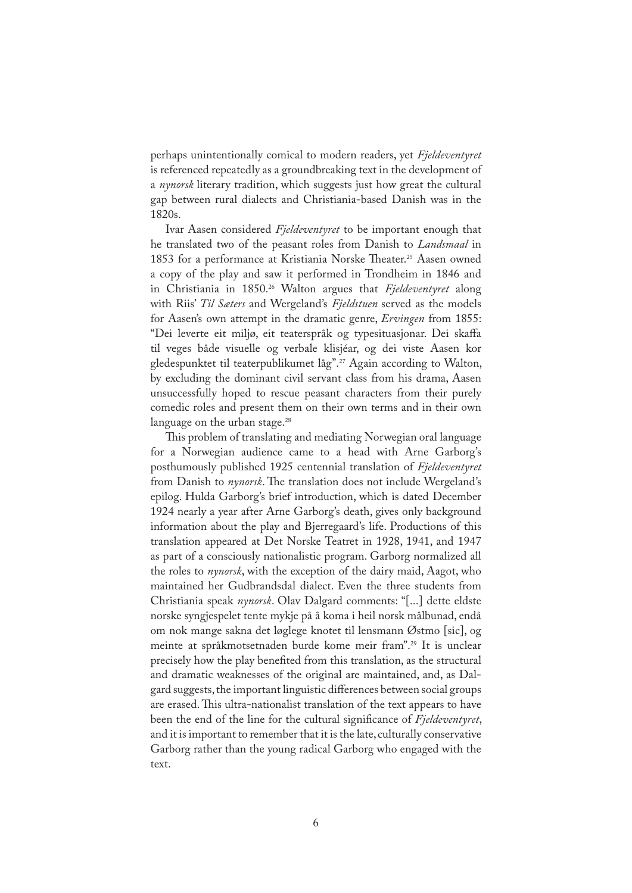perhaps unintentionally comical to modern readers, yet *Fjeldeventyret* is referenced repeatedly as a groundbreaking text in the development of a *nynorsk* literary tradition, which suggests just how great the cultural gap between rural dialects and Christiania-based Danish was in the 1820s.

Ivar Aasen considered *Fjeldeventyret* to be important enough that he translated two of the peasant roles from Danish to *Landsmaal* in 1853 for a performance at Kristiania Norske Theater.[25] Aasen owned a copy of the play and saw it performed in Trondheim in 1846 and in Christiania in 1850.[26] Walton argues that *Fjeldeventyret* along with Riis' *Til Sæters* and Wergeland's *Fjeldstuen* served as the models for Aasen's own attempt in the dramatic genre, *Ervingen* from 1855: "Dei leverte eit miljø, eit teaterspråk og typesituasjonar. Dei skaffa til veges både visuelle og verbale klisjéar, og dei viste Aasen kor gledespunktet til teaterpublikumet låg".[27] Again according to Walton, by excluding the dominant civil servant class from his drama, Aasen unsuccessfully hoped to rescue peasant characters from their purely comedic roles and present them on their own terms and in their own language on the urban stage.[28]

This problem of translating and mediating Norwegian oral language for a Norwegian audience came to a head with Arne Garborg's posthumously published 1925 centennial translation of *Fjeldeventyret* from Danish to *nynorsk*. The translation does not include Wergeland's epilog. Hulda Garborg's brief introduction, which is dated December 1924 nearly a year after Arne Garborg's death, gives only background information about the play and Bjerregaard's life. Productions of this translation appeared at Det Norske Teatret in 1928, 1941, and 1947 as part of a consciously nationalistic program. Garborg normalized all the roles to *nynorsk*, with the exception of the dairy maid, Aagot, who maintained her Gudbrandsdal dialect. Even the three students from Christiania speak *nynorsk*. Olav Dalgard comments: "[...] dette eldste norske syngjespelet tente mykje på å koma i heil norsk målbunad, endå om nok mange sakna det løglege knotet til lensmann Østmo [sic], og meinte at språkmotsetnaden burde kome meir fram".[29] It is unclear precisely how the play benefited from this translation, as the structural and dramatic weaknesses of the original are maintained, and, as Dalgard suggests, the important linguistic differences between social groups are erased. This ultra-nationalist translation of the text appears to have been the end of the line for the cultural significance of *Fjeldeventyret*, and it is important to remember that it is the late, culturally conservative Garborg rather than the young radical Garborg who engaged with the text.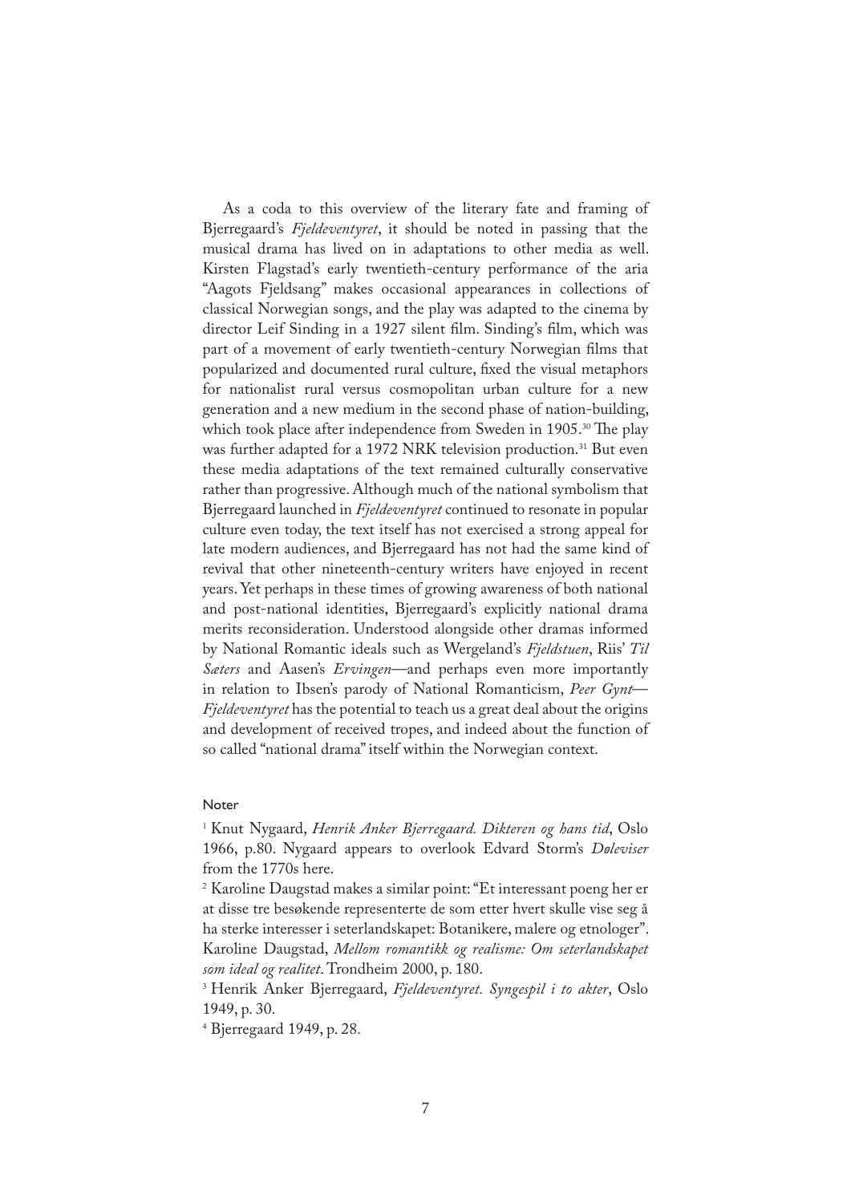As a coda to this overview of the literary fate and framing of Bjerregaard's *Fjeldeventyret*, it should be noted in passing that the musical drama has lived on in adaptations to other media as well. Kirsten Flagstad's early twentieth-century performance of the aria "Aagots Fjeldsang" makes occasional appearances in collections of classical Norwegian songs, and the play was adapted to the cinema by director Leif Sinding in a 1927 silent film. Sinding's film, which was part of a movement of early twentieth-century Norwegian films that popularized and documented rural culture, fixed the visual metaphors for nationalist rural versus cosmopolitan urban culture for a new generation and a new medium in the second phase of nation-building, which took place after independence from Sweden in 1905.[30] The play was further adapted for a 1972 NRK television production.[31] But even these media adaptations of the text remained culturally conservative rather than progressive. Although much of the national symbolism that Bjerregaard launched in *Fjeldeventyret* continued to resonate in popular culture even today, the text itself has not exercised a strong appeal for late modern audiences, and Bjerregaard has not had the same kind of revival that other nineteenth-century writers have enjoyed in recent years. Yet perhaps in these times of growing awareness of both national and post-national identities, Bjerregaard's explicitly national drama merits reconsideration. Understood alongside other dramas informed by National Romantic ideals such as Wergeland's *Fjeldstuen*, Riis' *Til Sæters* and Aasen's *Ervingen*—and perhaps even more importantly in relation to Ibsen's parody of National Romanticism, *Peer Gynt*—*Fjeldeventyret* has the potential to teach us a great deal about the origins and development of received tropes, and indeed about the function of so called "national drama" itself within the Norwegian context.

#### Noter

[1] Knut Nygaard, *Henrik Anker Bjerregaard. Dikteren og hans tid*, Oslo 1966, p.80. Nygaard appears to overlook Edvard Storm's *Døleviser* from the 1770s here.

[2] Karoline Daugstad makes a similar point: "Et interessant poeng her er at disse tre besøkende representerte de som etter hvert skulle vise seg å ha sterke interesser i seterlandskapet: Botanikere, malere og etnologer". Karoline Daugstad, *Mellom romantikk og realisme: Om seterlandskapet som ideal og realitet*. Trondheim 2000, p. 180.

[3] Henrik Anker Bjerregaard, *Fjeldeventyret. Syngespil i to akter*, Oslo 1949, p. 30.

[4] Bjerregaard 1949, p. 28.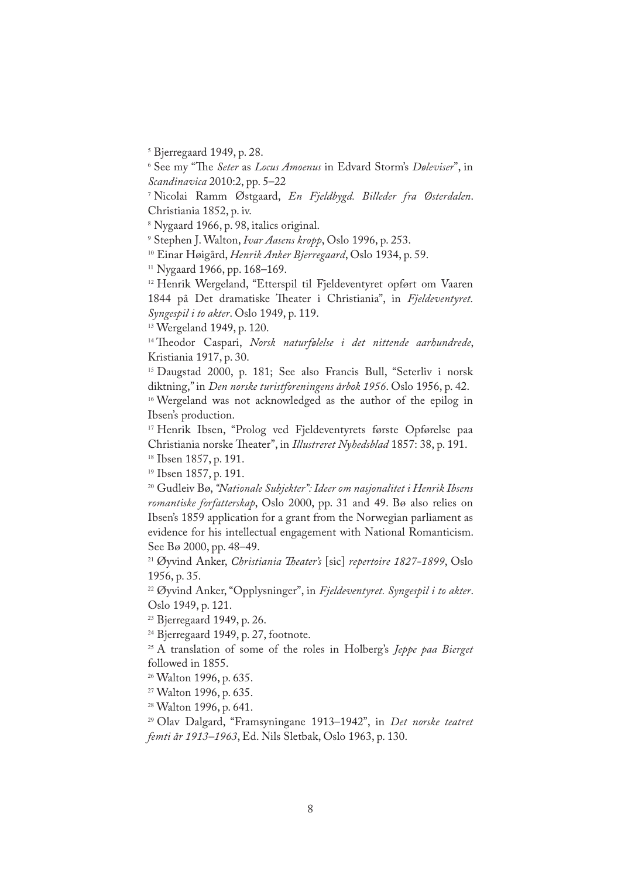[5] Bjerregaard 1949, p. 28.

[6] See my "The *Seter* as *Locus Amoenus* in Edvard Storm's *Døleviser*", in *Scandinavica* 2010:2, pp. 5–22

[7] Nicolai Ramm Østgaard, *En Fjeldbygd. Billeder fra Østerdalen*. Christiania 1852, p. iv.

[8] Nygaard 1966, p. 98, italics original.

[9] Stephen J. Walton, *Ivar Aasens kropp*, Oslo 1996, p. 253.

[10] Einar Høigård, *Henrik Anker Bjerregaard*, Oslo 1934, p. 59.

[11] Nygaard 1966, pp. 168–169.

[12] Henrik Wergeland, "Etterspil til Fjeldeventyret opført om Vaaren 1844 på Det dramatiske Theater i Christiania", in *Fjeldeventyret. Syngespil i to akter*. Oslo 1949, p. 119.

[13] Wergeland 1949, p. 120.

[14] Theodor Caspari, *Norsk naturfølelse i det nittende aarhundrede*, Kristiania 1917, p. 30.

[15] Daugstad 2000, p. 181; See also Francis Bull, "Seterliv i norsk diktning," in *Den norske turistforeningens årbok 1956*. Oslo 1956, p. 42.

[16] Wergeland was not acknowledged as the author of the epilog in Ibsen's production.

[17] Henrik Ibsen, "Prolog ved Fjeldeventyrets første Opførelse paa Christiania norske Theater", in *Illustreret Nyhedsblad* 1857: 38, p. 191.

[18] Ibsen 1857, p. 191.

[19] Ibsen 1857, p. 191.

[20] Gudleiv Bø, *"Nationale Subjekter": Ideer om nasjonalitet i Henrik Ibsens romantiske forfatterskap*, Oslo 2000, pp. 31 and 49. Bø also relies on Ibsen's 1859 application for a grant from the Norwegian parliament as evidence for his intellectual engagement with National Romanticism. See Bø 2000, pp. 48–49.

[21] Øyvind Anker, *Christiania Theater's* [sic] *repertoire 1827-1899*, Oslo 1956, p. 35.

[22] Øyvind Anker, "Opplysninger", in *Fjeldeventyret. Syngespil i to akter*. Oslo 1949, p. 121.

[23] Bjerregaard 1949, p. 26.

[24] Bjerregaard 1949, p. 27, footnote.

[25] A translation of some of the roles in Holberg's *Jeppe paa Bierget* followed in 1855.

[26] Walton 1996, p. 635.

[27] Walton 1996, p. 635.

[28] Walton 1996, p. 641.

[29] Olav Dalgard, "Framsyningane 1913–1942", in *Det norske teatret femti år 1913–1963*, Ed. Nils Sletbak, Oslo 1963, p. 130.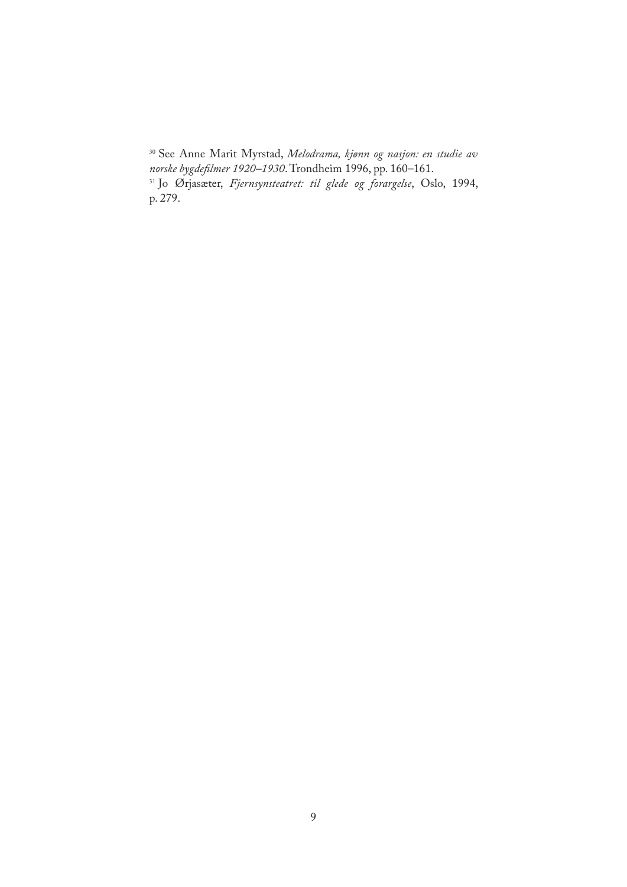[30] See Anne Marit Myrstad, *Melodrama, kjønn og nasjon: en studie av norske bygdefilmer 1920–1930*. Trondheim 1996, pp. 160–161.

[31] Jo Ørjasæter, *Fjernsynsteatret: til glede og forargelse*, Oslo, 1994, p. 279.